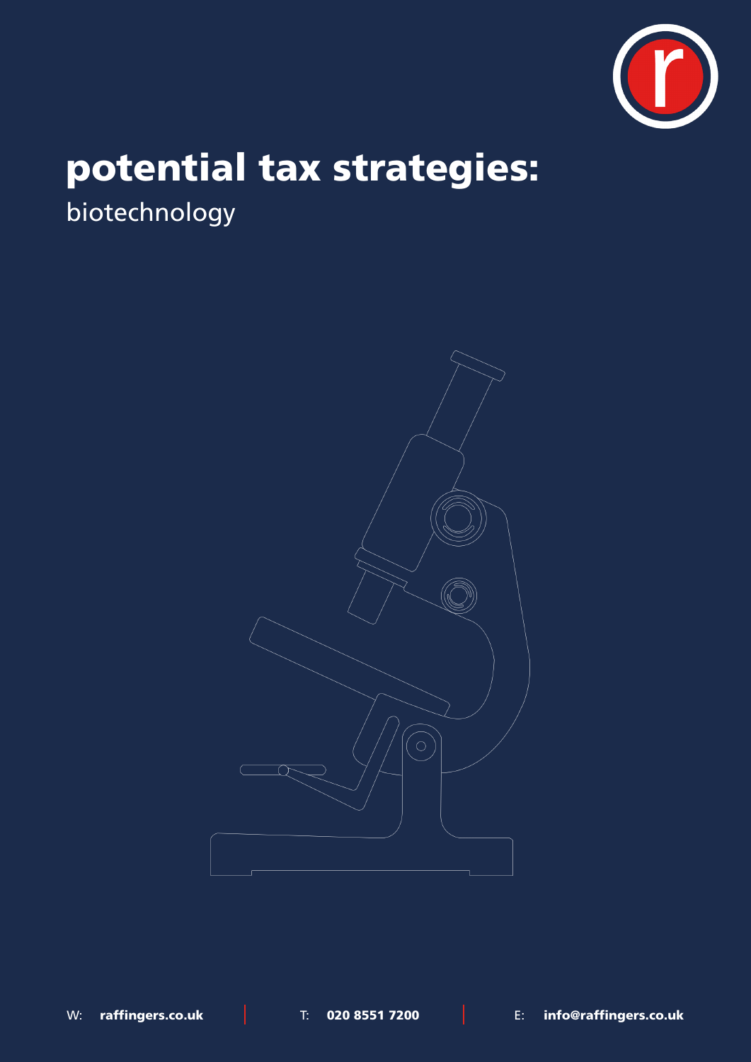# potential tax strategies:

biotechnology

W: **raffingers.co.uk** | T: **020 8551 7200** | E: **info@raffingers.co.uk**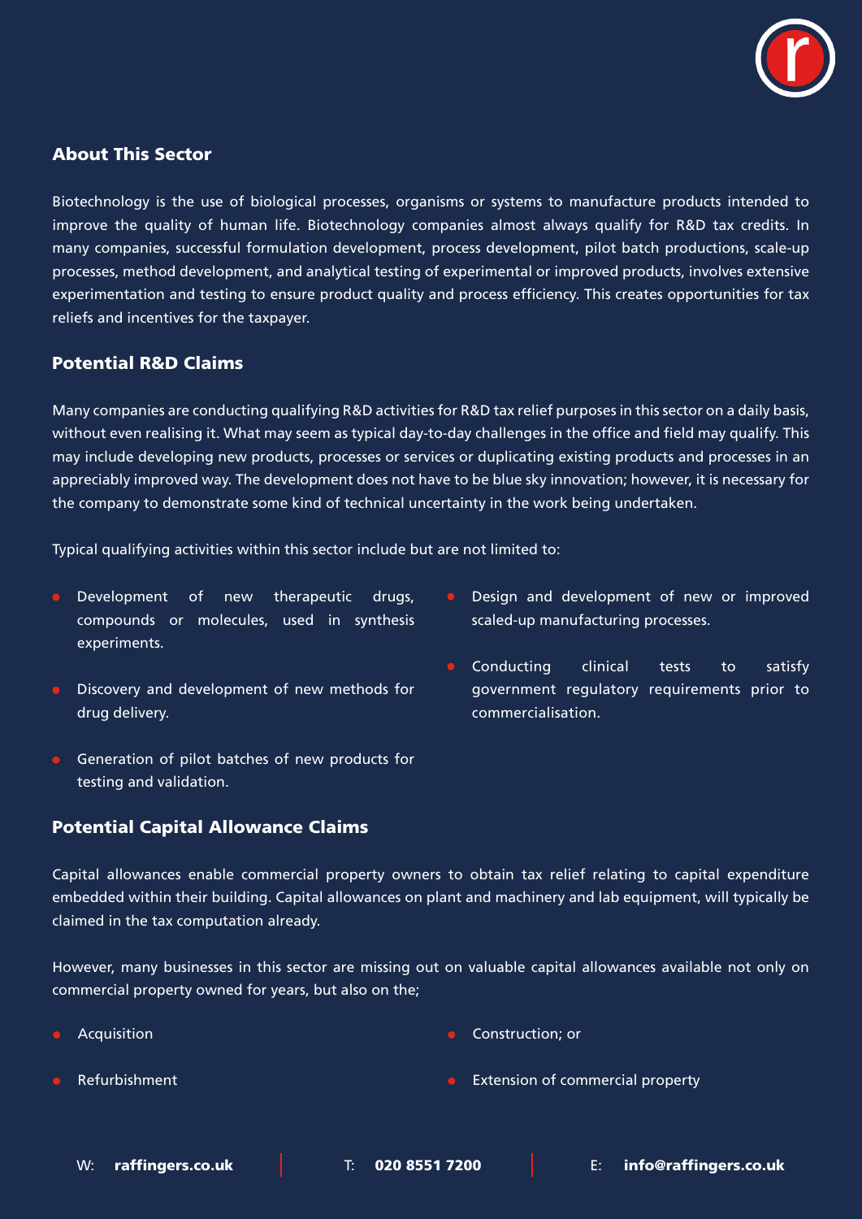## About This Sector

Biotechnology is the use of biological processes, organisms or systems to manufacture products intended to improve the quality of human life. Biotechnology companies almost always qualify for R&D tax credits. In many companies, successful formulation development, process development, pilot batch productions, scale-up processes, method development, and analytical testing of experimental or improved products, involves extensive experimentation and testing to ensure product quality and process efficiency. This creates opportunities for tax reliefs and incentives for the taxpayer.

## Potential R&D Claims

Many companies are conducting qualifying R&D activities for R&D tax relief purposes in this sector on a daily basis, without even realising it. What may seem as typical day-to-day challenges in the office and field may qualify. This may include developing new products, processes or services or duplicating existing products and processes in an appreciably improved way. The development does not have to be blue sky innovation; however, it is necessary for the company to demonstrate some kind of technical uncertainty in the work being undertaken.

Typical qualifying activities within this sector include but are not limited to:

- Development of new therapeutic drugs, compounds or molecules, used in synthesis experiments.
- Discovery and development of new methods for drug delivery.
- Generation of pilot batches of new products for testing and validation.
- Design and development of new or improved scaled-up manufacturing processes.
- Conducting clinical tests to satisfy government regulatory requirements prior to commercialisation.

## Potential Capital Allowance Claims

Capital allowances enable commercial property owners to obtain tax relief relating to capital expenditure embedded within their building. Capital allowances on plant and machinery and lab equipment, will typically be claimed in the tax computation already.

However, many businesses in this sector are missing out on valuable capital allowances available not only on commercial property owned for years, but also on the;

- Acquisition
- Refurbishment
- Construction; or
- Extension of commercial property

W: **raffingers.co.uk** | T: **020 8551 7200** | E: **info@raffingers.co.uk**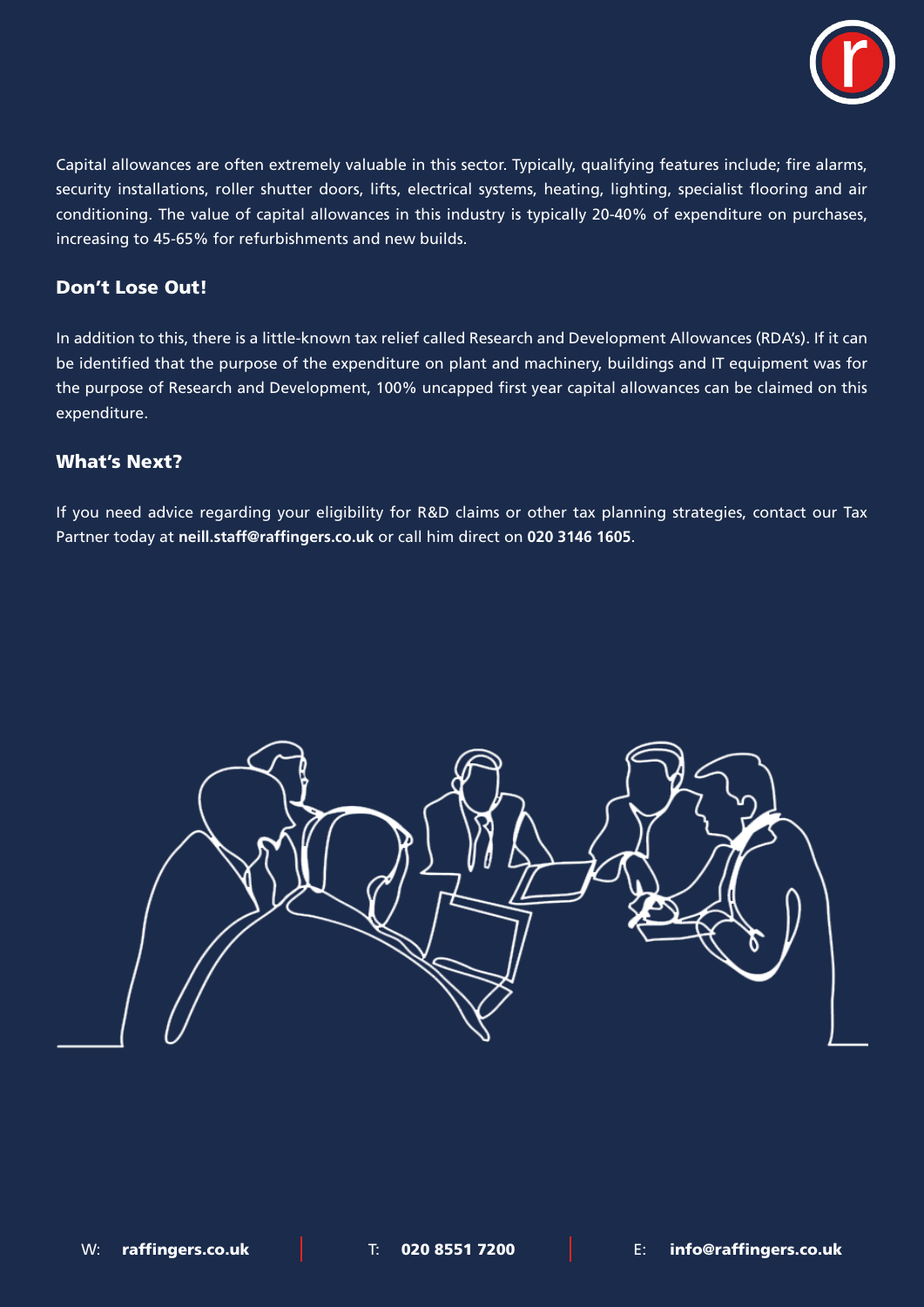Capital allowances are often extremely valuable in this sector. Typically, qualifying features include; fire alarms, security installations, roller shutter doors, lifts, electrical systems, heating, lighting, specialist flooring and air conditioning. The value of capital allowances in this industry is typically 20-40% of expenditure on purchases, increasing to 45-65% for refurbishments and new builds.

## Don't Lose Out!

In addition to this, there is a little-known tax relief called Research and Development Allowances (RDA's). If it can be identified that the purpose of the expenditure on plant and machinery, buildings and IT equipment was for the purpose of Research and Development, 100% uncapped first year capital allowances can be claimed on this expenditure.

## What's Next?

If you need advice regarding your eligibility for R&D claims or other tax planning strategies, contact our Tax Partner today at **neill.staff@raffingers.co.uk** or call him direct on **020 3146 1605**.

W: **raffingers.co.uk** | T: **020 8551 7200** | E: **info@raffingers.co.uk**